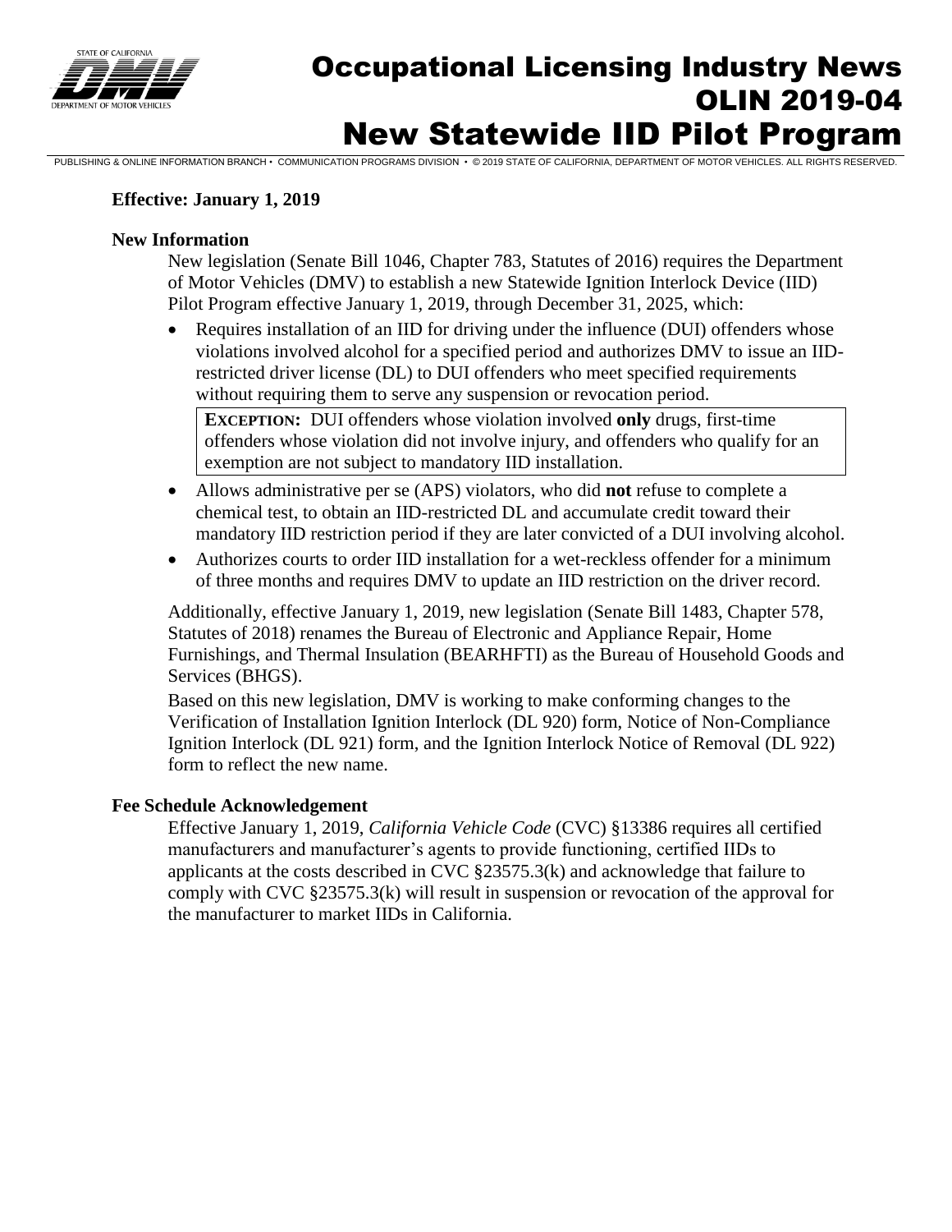# Occupational Licensing Industry News
# OLIN 2019-04
# New Statewide IID Pilot Program

PUBLISHING & ONLINE INFORMATION BRANCH • COMMUNICATION PROGRAMS DIVISION • © 2019 STATE OF CALIFORNIA, DEPARTMENT OF MOTOR VEHICLES. ALL RIGHTS RESERVED.

**Effective: January 1, 2019**

**New Information**

New legislation (Senate Bill 1046, Chapter 783, Statutes of 2016) requires the Department of Motor Vehicles (DMV) to establish a new Statewide Ignition Interlock Device (IID) Pilot Program effective January 1, 2019, through December 31, 2025, which:

- Requires installation of an IID for driving under the influence (DUI) offenders whose violations involved alcohol for a specified period and authorizes DMV to issue an IID-restricted driver license (DL) to DUI offenders who meet specified requirements without requiring them to serve any suspension or revocation period.

  > **EXCEPTION:** DUI offenders whose violation involved **only** drugs, first-time offenders whose violation did not involve injury, and offenders who qualify for an exemption are not subject to mandatory IID installation.

- Allows administrative per se (APS) violators, who did **not** refuse to complete a chemical test, to obtain an IID-restricted DL and accumulate credit toward their mandatory IID restriction period if they are later convicted of a DUI involving alcohol.
- Authorizes courts to order IID installation for a wet-reckless offender for a minimum of three months and requires DMV to update an IID restriction on the driver record.

Additionally, effective January 1, 2019, new legislation (Senate Bill 1483, Chapter 578, Statutes of 2018) renames the Bureau of Electronic and Appliance Repair, Home Furnishings, and Thermal Insulation (BEARHFTI) as the Bureau of Household Goods and Services (BHGS).

Based on this new legislation, DMV is working to make conforming changes to the Verification of Installation Ignition Interlock (DL 920) form, Notice of Non-Compliance Ignition Interlock (DL 921) form, and the Ignition Interlock Notice of Removal (DL 922) form to reflect the new name.

**Fee Schedule Acknowledgement**

Effective January 1, 2019, *California Vehicle Code* (CVC) §13386 requires all certified manufacturers and manufacturer's agents to provide functioning, certified IIDs to applicants at the costs described in CVC §23575.3(k) and acknowledge that failure to comply with CVC §23575.3(k) will result in suspension or revocation of the approval for the manufacturer to market IIDs in California.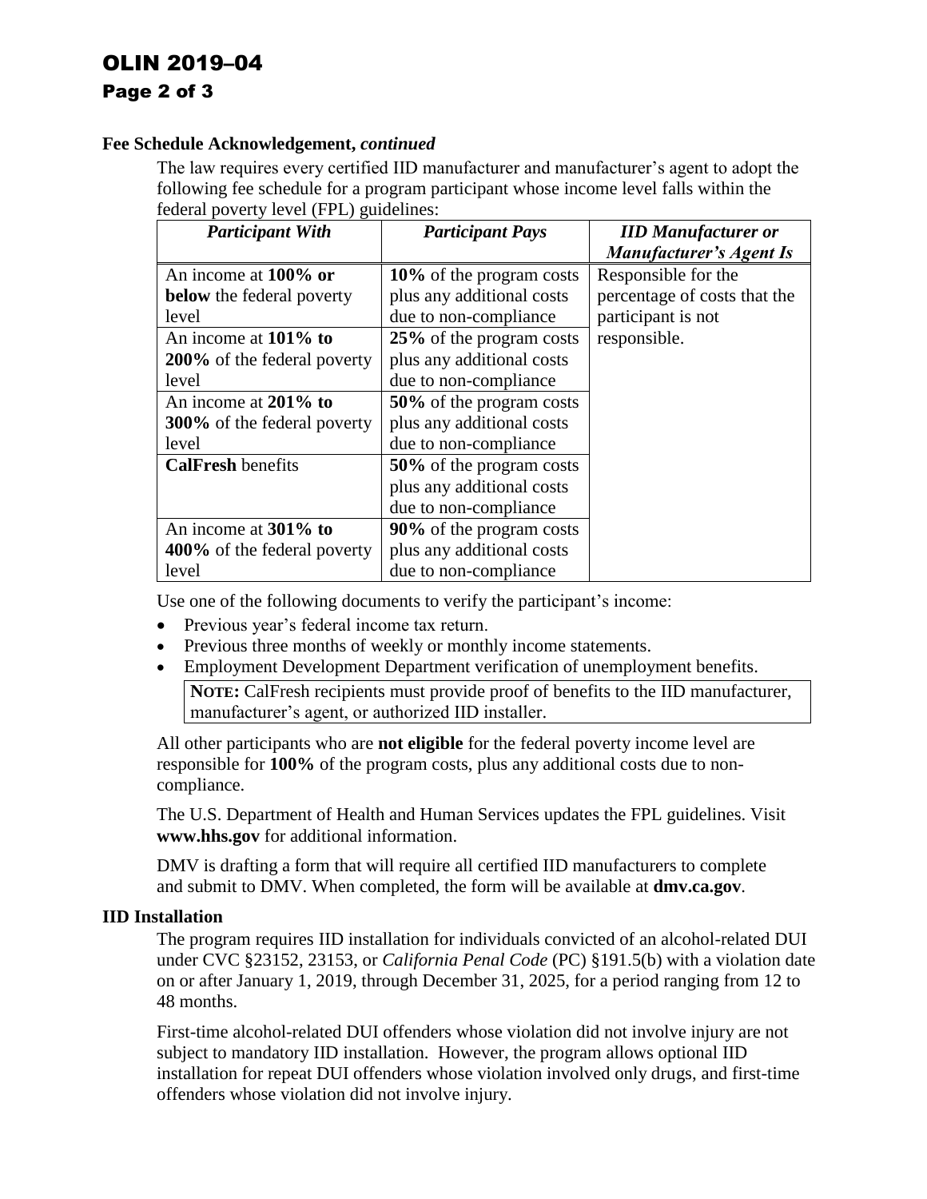**Fee Schedule Acknowledgement, *continued***

The law requires every certified IID manufacturer and manufacturer's agent to adopt the following fee schedule for a program participant whose income level falls within the federal poverty level (FPL) guidelines:

| *Participant With* | *Participant Pays* | *IID Manufacturer or Manufacturer's Agent Is* |
|---|---|---|
| An income at **100% or below** the federal poverty level | **10%** of the program costs plus any additional costs due to non-compliance | Responsible for the percentage of costs that the participant is not responsible. |
| An income at **101% to 200%** of the federal poverty level | **25%** of the program costs plus any additional costs due to non-compliance | |
| An income at **201% to 300%** of the federal poverty level | **50%** of the program costs plus any additional costs due to non-compliance | |
| **CalFresh** benefits | **50%** of the program costs plus any additional costs due to non-compliance | |
| An income at **301% to 400%** of the federal poverty level | **90%** of the program costs plus any additional costs due to non-compliance | |

Use one of the following documents to verify the participant's income:

- Previous year's federal income tax return.
- Previous three months of weekly or monthly income statements.
- Employment Development Department verification of unemployment benefits.

> **NOTE:** CalFresh recipients must provide proof of benefits to the IID manufacturer, manufacturer's agent, or authorized IID installer.

All other participants who are **not eligible** for the federal poverty income level are responsible for **100%** of the program costs, plus any additional costs due to non-compliance.

The U.S. Department of Health and Human Services updates the FPL guidelines. Visit **www.hhs.gov** for additional information.

DMV is drafting a form that will require all certified IID manufacturers to complete and submit to DMV. When completed, the form will be available at **dmv.ca.gov**.

**IID Installation**

The program requires IID installation for individuals convicted of an alcohol-related DUI under CVC §23152, 23153, or *California Penal Code* (PC) §191.5(b) with a violation date on or after January 1, 2019, through December 31, 2025, for a period ranging from 12 to 48 months.

First-time alcohol-related DUI offenders whose violation did not involve injury are not subject to mandatory IID installation. However, the program allows optional IID installation for repeat DUI offenders whose violation involved only drugs, and first-time offenders whose violation did not involve injury.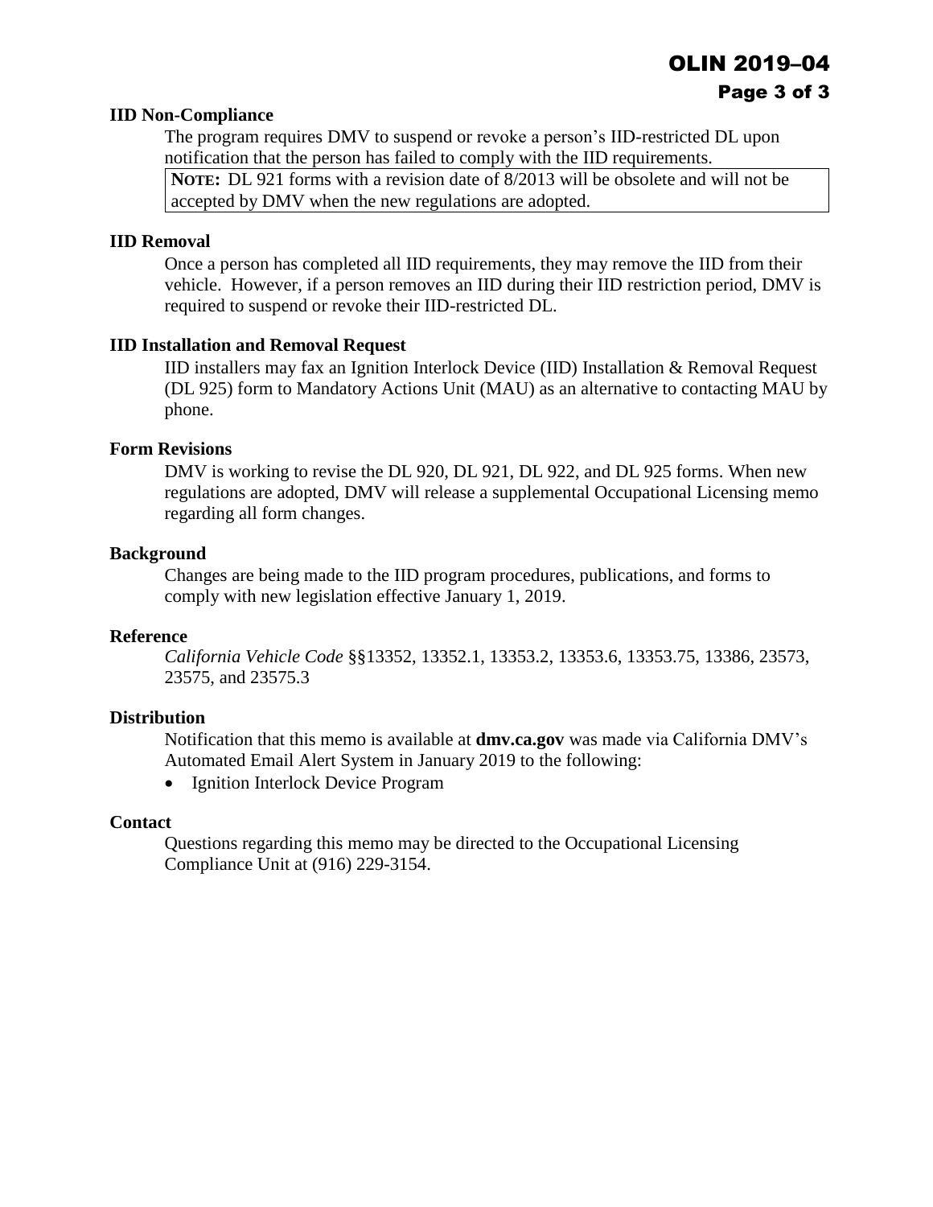### IID Non-Compliance

The program requires DMV to suspend or revoke a person's IID-restricted DL upon notification that the person has failed to comply with the IID requirements.

> **NOTE:** DL 921 forms with a revision date of 8/2013 will be obsolete and will not be accepted by DMV when the new regulations are adopted.

### IID Removal

Once a person has completed all IID requirements, they may remove the IID from their vehicle. However, if a person removes an IID during their IID restriction period, DMV is required to suspend or revoke their IID-restricted DL.

### IID Installation and Removal Request

IID installers may fax an Ignition Interlock Device (IID) Installation & Removal Request (DL 925) form to Mandatory Actions Unit (MAU) as an alternative to contacting MAU by phone.

### Form Revisions

DMV is working to revise the DL 920, DL 921, DL 922, and DL 925 forms. When new regulations are adopted, DMV will release a supplemental Occupational Licensing memo regarding all form changes.

### Background

Changes are being made to the IID program procedures, publications, and forms to comply with new legislation effective January 1, 2019.

### Reference

*California Vehicle Code* §§13352, 13352.1, 13353.2, 13353.6, 13353.75, 13386, 23573, 23575, and 23575.3

### Distribution

Notification that this memo is available at **dmv.ca.gov** was made via California DMV's Automated Email Alert System in January 2019 to the following:

- Ignition Interlock Device Program

### Contact

Questions regarding this memo may be directed to the Occupational Licensing Compliance Unit at (916) 229-3154.